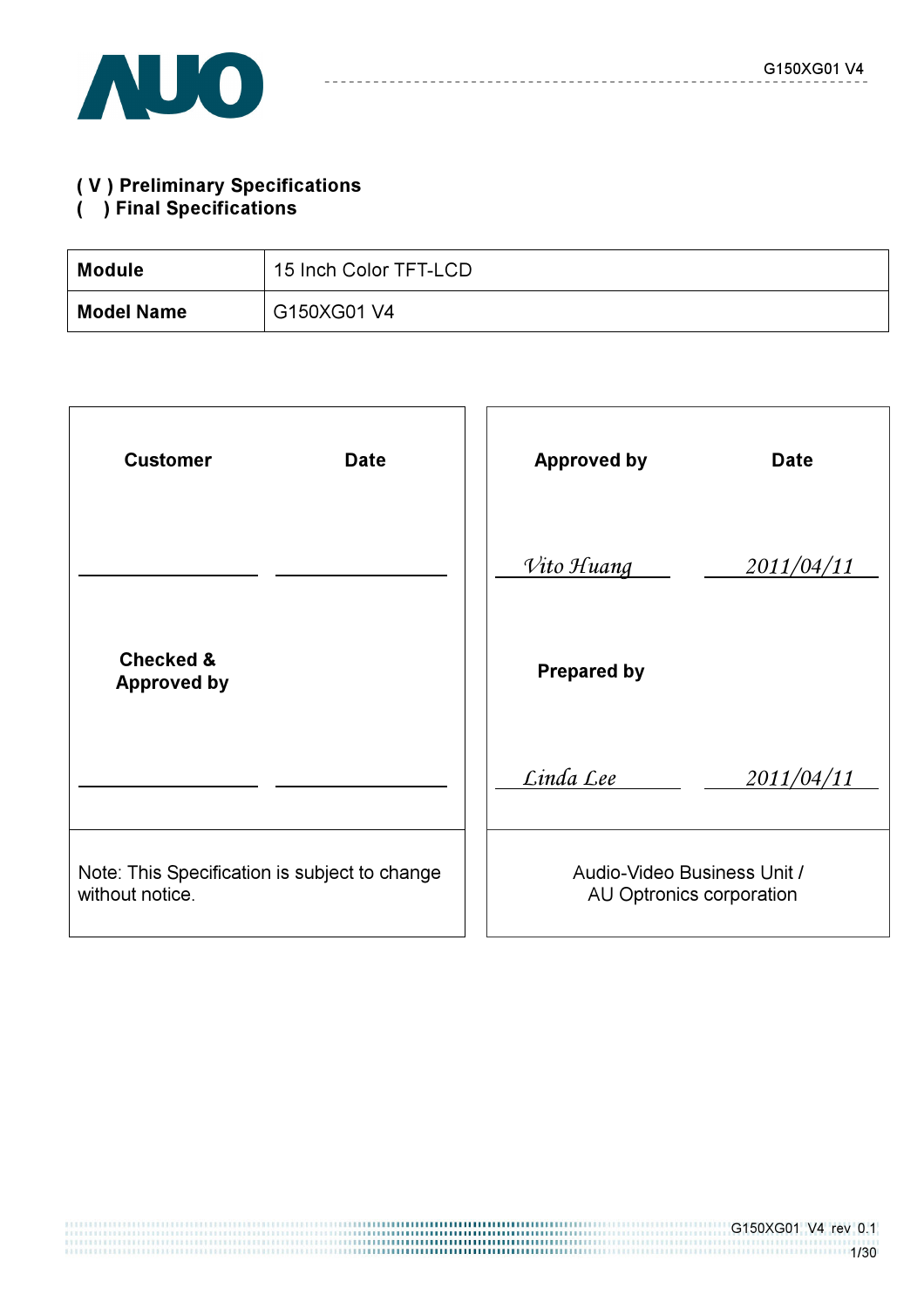( V ) **Preliminary Specifications**
(   ) **Final Specifications**

| **Module** | 15 Inch Color TFT-LCD |
|---|---|
| **Model Name** | G150XG01 V4 |

| **Customer** | **Date** | **Approved by** | **Date** |
|---|---|---|---|
| | | *Vito Huang* | *2011/04/11* |
| **Checked & Approved by** | | **Prepared by** | |
| | | *Linda Lee* | *2011/04/11* |
| Note: This Specification is subject to change without notice. | | Audio-Video Business Unit / AU Optronics corporation | |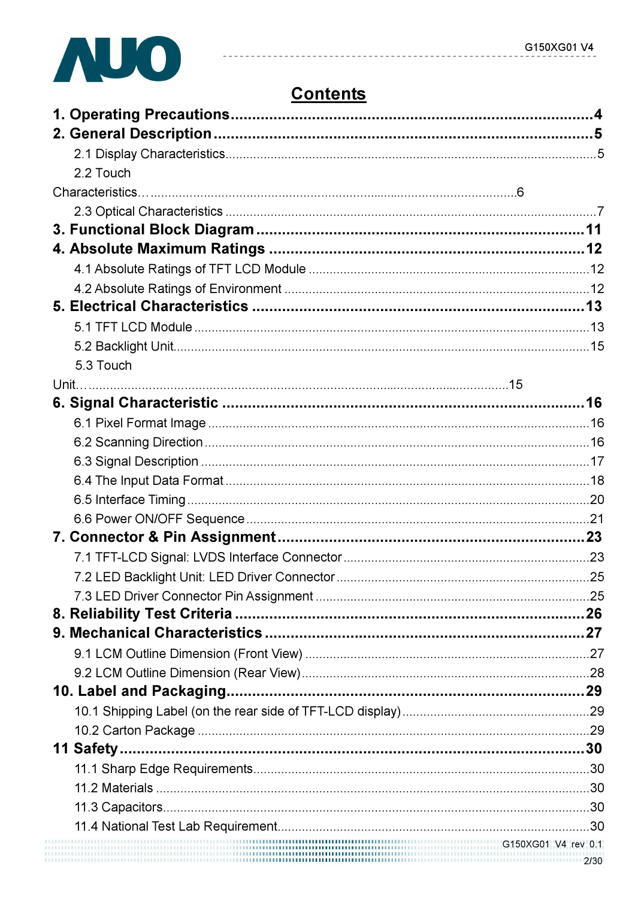# Contents

**1. Operating Precautions....................................................................................4**

**2. General Description.......................................................................................5**

2.1 Display Characteristics.............................................................................................5

2.2 Touch Characteristics…........................................................................................6

2.3 Optical Characteristics .............................................................................................7

**3. Functional Block Diagram...........................................................................11**

**4. Absolute Maximum Ratings .......................................................................12**

4.1 Absolute Ratings of TFT LCD Module ....................................................................12

4.2 Absolute Ratings of Environment ..........................................................................12

**5. Electrical Characteristics ...........................................................................13**

5.1 TFT LCD Module ....................................................................................................13

5.2 Backlight Unit..........................................................................................................15

5.3 Touch Unit…..........................................................................................................15

**6. Signal Characteristic ..................................................................................16**

6.1 Pixel Format Image .................................................................................................16

6.2 Scanning Direction..................................................................................................16

6.3 Signal Description ...................................................................................................17

6.4 The Input Data Format ............................................................................................18

6.5 Interface Timing.......................................................................................................20

6.6 Power ON/OFF Sequence .......................................................................................21

**7. Connector & Pin Assignment.....................................................................23**

7.1 TFT-LCD Signal: LVDS Interface Connector...........................................................23

7.2 LED Backlight Unit: LED Driver Connector .............................................................25

7.3 LED Driver Connector Pin Assignment ...................................................................25

**8. Reliability Test Criteria ...............................................................................26**

**9. Mechanical Characteristics ........................................................................27**

9.1 LCM Outline Dimension (Front View) ......................................................................27

9.2 LCM Outline Dimension (Rear View).......................................................................28

**10. Label and Packaging..................................................................................29**

10.1 Shipping Label (on the rear side of TFT-LCD display)...........................................29

10.2 Carton Package ....................................................................................................29

**11 Safety...........................................................................................................30**

11.1 Sharp Edge Requirements.....................................................................................30

11.2 Materials ...............................................................................................................30

11.3 Capacitors.............................................................................................................30

11.4 National Test Lab Requirement.............................................................................30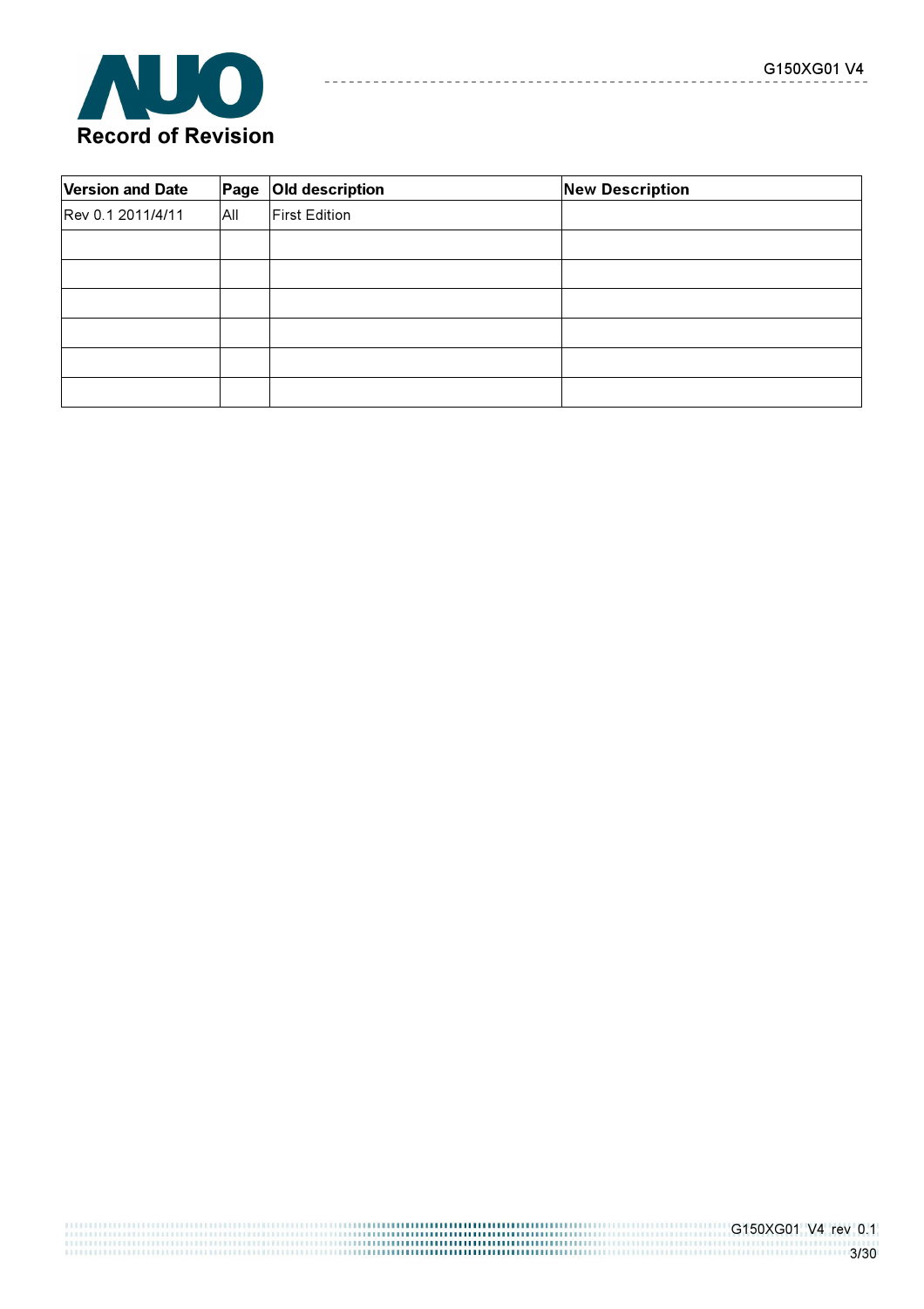# Record of Revision

| Version and Date | Page | Old description | New Description |
|---|---|---|---|
| Rev 0.1 2011/4/11 | All | First Edition | |
| | | | |
| | | | |
| | | | |
| | | | |
| | | | |
| | | | |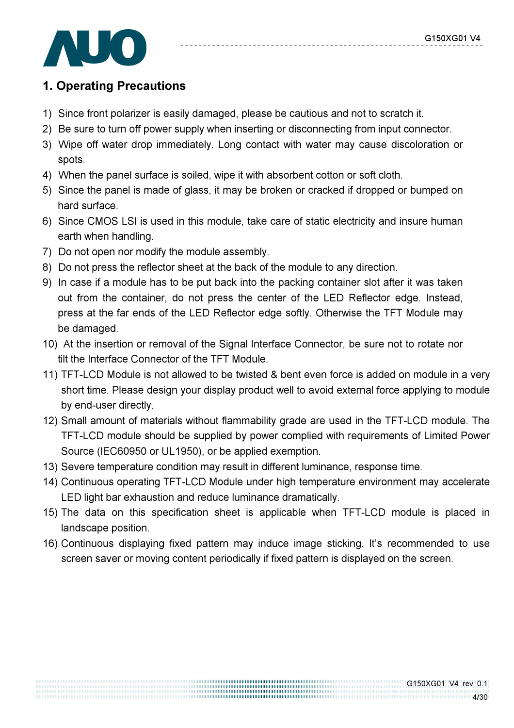## 1. Operating Precautions

1) Since front polarizer is easily damaged, please be cautious and not to scratch it.
2) Be sure to turn off power supply when inserting or disconnecting from input connector.
3) Wipe off water drop immediately. Long contact with water may cause discoloration or spots.
4) When the panel surface is soiled, wipe it with absorbent cotton or soft cloth.
5) Since the panel is made of glass, it may be broken or cracked if dropped or bumped on hard surface.
6) Since CMOS LSI is used in this module, take care of static electricity and insure human earth when handling.
7) Do not open nor modify the module assembly.
8) Do not press the reflector sheet at the back of the module to any direction.
9) In case if a module has to be put back into the packing container slot after it was taken out from the container, do not press the center of the LED Reflector edge. Instead, press at the far ends of the LED Reflector edge softly. Otherwise the TFT Module may be damaged.
10) At the insertion or removal of the Signal Interface Connector, be sure not to rotate nor tilt the Interface Connector of the TFT Module.
11) TFT-LCD Module is not allowed to be twisted & bent even force is added on module in a very short time. Please design your display product well to avoid external force applying to module by end-user directly.
12) Small amount of materials without flammability grade are used in the TFT-LCD module. The TFT-LCD module should be supplied by power complied with requirements of Limited Power Source (IEC60950 or UL1950), or be applied exemption.
13) Severe temperature condition may result in different luminance, response time.
14) Continuous operating TFT-LCD Module under high temperature environment may accelerate LED light bar exhaustion and reduce luminance dramatically.
15) The data on this specification sheet is applicable when TFT-LCD module is placed in landscape position.
16) Continuous displaying fixed pattern may induce image sticking. It's recommended to use screen saver or moving content periodically if fixed pattern is displayed on the screen.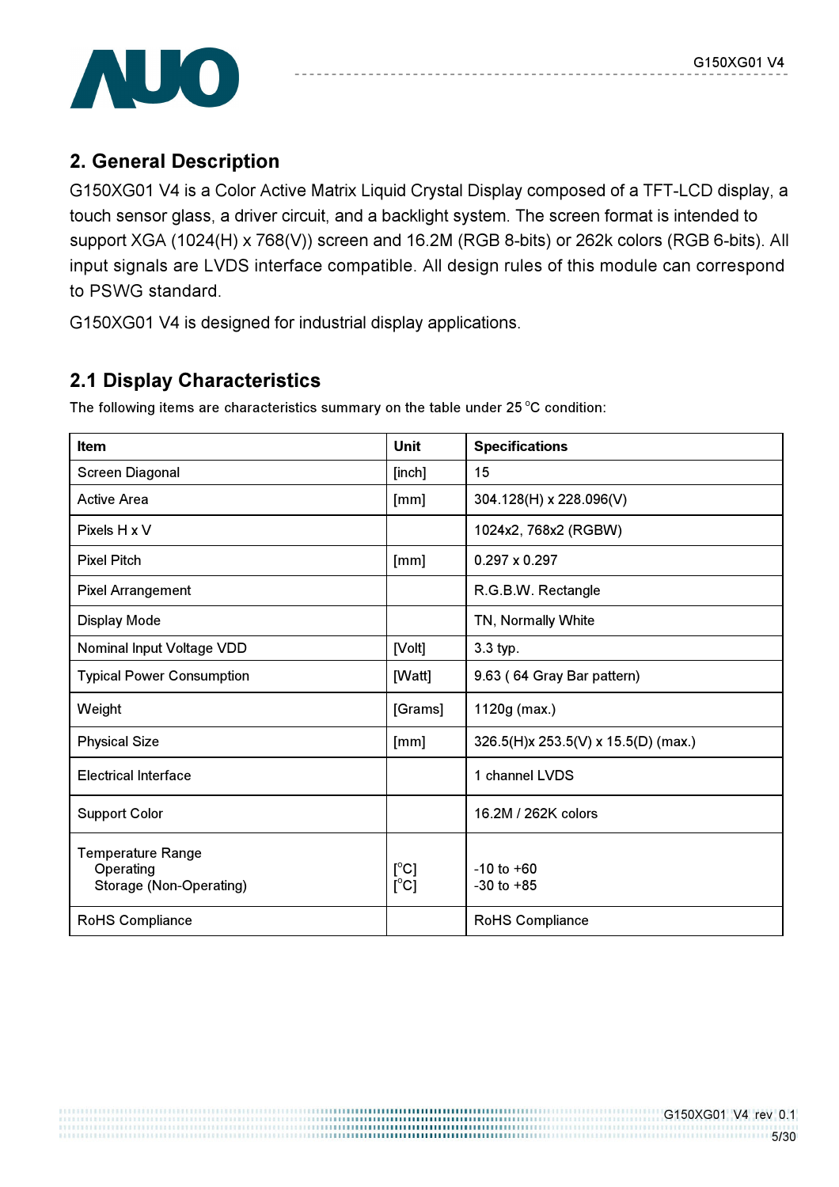## 2. General Description

G150XG01 V4 is a Color Active Matrix Liquid Crystal Display composed of a TFT-LCD display, a touch sensor glass, a driver circuit, and a backlight system. The screen format is intended to support XGA (1024(H) x 768(V)) screen and 16.2M (RGB 8-bits) or 262k colors (RGB 6-bits). All input signals are LVDS interface compatible. All design rules of this module can correspond to PSWG standard.

G150XG01 V4 is designed for industrial display applications.

## 2.1 Display Characteristics

The following items are characteristics summary on the table under 25 $^{o}$C condition:

| Item | Unit | Specifications |
|---|---|---|
| Screen Diagonal | [inch] | 15 |
| Active Area | [mm] | 304.128(H) x 228.096(V) |
| Pixels H x V | | 1024x2, 768x2 (RGBW) |
| Pixel Pitch | [mm] | 0.297 x 0.297 |
| Pixel Arrangement | | R.G.B.W. Rectangle |
| Display Mode | | TN, Normally White |
| Nominal Input Voltage VDD | [Volt] | 3.3 typ. |
| Typical Power Consumption | [Watt] | 9.63 ( 64 Gray Bar pattern) |
| Weight | [Grams] | 1120g (max.) |
| Physical Size | [mm] | 326.5(H)x 253.5(V) x 15.5(D) (max.) |
| Electrical Interface | | 1 channel LVDS |
| Support Color | | 16.2M / 262K colors |
| Temperature Range<br>Operating<br>Storage (Non-Operating) | <br>[$^{o}$C]<br>[$^{o}$C] | <br>-10 to +60<br>-30 to +85 |
| RoHS Compliance | | RoHS Compliance |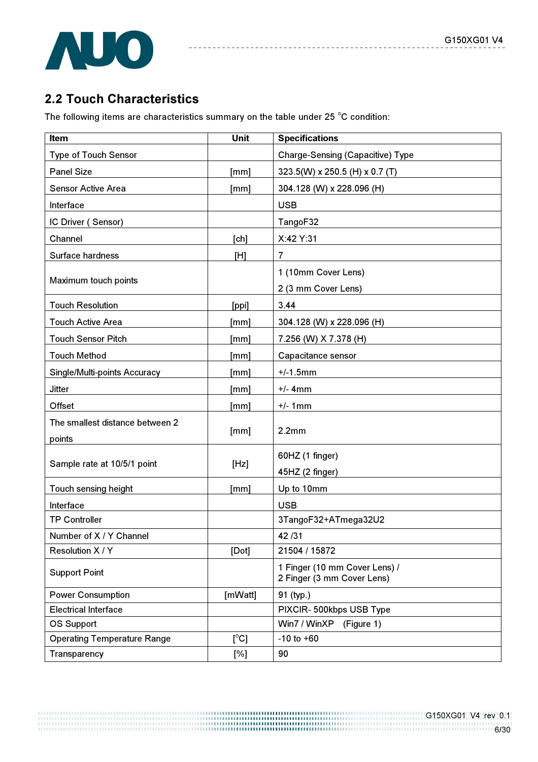## 2.2 Touch Characteristics

The following items are characteristics summary on the table under 25 °C condition:

| Item | Unit | Specifications |
|---|---|---|
| Type of Touch Sensor | | Charge-Sensing (Capacitive) Type |
| Panel Size | [mm] | 323.5(W) x 250.5 (H) x 0.7 (T) |
| Sensor Active Area | [mm] | 304.128 (W) x 228.096 (H) |
| Interface | | USB |
| IC Driver ( Sensor) | | TangoF32 |
| Channel | [ch] | X:42 Y:31 |
| Surface hardness | [H] | 7 |
| Maximum touch points | | 1 (10mm Cover Lens)<br>2 (3 mm Cover Lens) |
| Touch Resolution | [ppi] | 3.44 |
| Touch Active Area | [mm] | 304.128 (W) x 228.096 (H) |
| Touch Sensor Pitch | [mm] | 7.256 (W) X 7.378 (H) |
| Touch Method | [mm] | Capacitance sensor |
| Single/Multi-points Accuracy | [mm] | +/-1.5mm |
| Jitter | [mm] | +/- 4mm |
| Offset | [mm] | +/- 1mm |
| The smallest distance between 2 points | [mm] | 2.2mm |
| Sample rate at 10/5/1 point | [Hz] | 60HZ (1 finger)<br>45HZ (2 finger) |
| Touch sensing height | [mm] | Up to 10mm |
| Interface | | USB |
| TP Controller | | 3TangoF32+ATmega32U2 |
| Number of X / Y Channel | | 42 /31 |
| Resolution X / Y | [Dot] | 21504 / 15872 |
| Support Point | | 1 Finger (10 mm Cover Lens) /<br>2 Finger (3 mm Cover Lens) |
| Power Consumption | [mWatt] | 91 (typ.) |
| Electrical Interface | | PIXCIR- 500kbps USB Type |
| OS Support | | Win7 / WinXP (Figure 1) |
| Operating Temperature Range | [°C] | -10 to +60 |
| Transparency | [%] | 90 |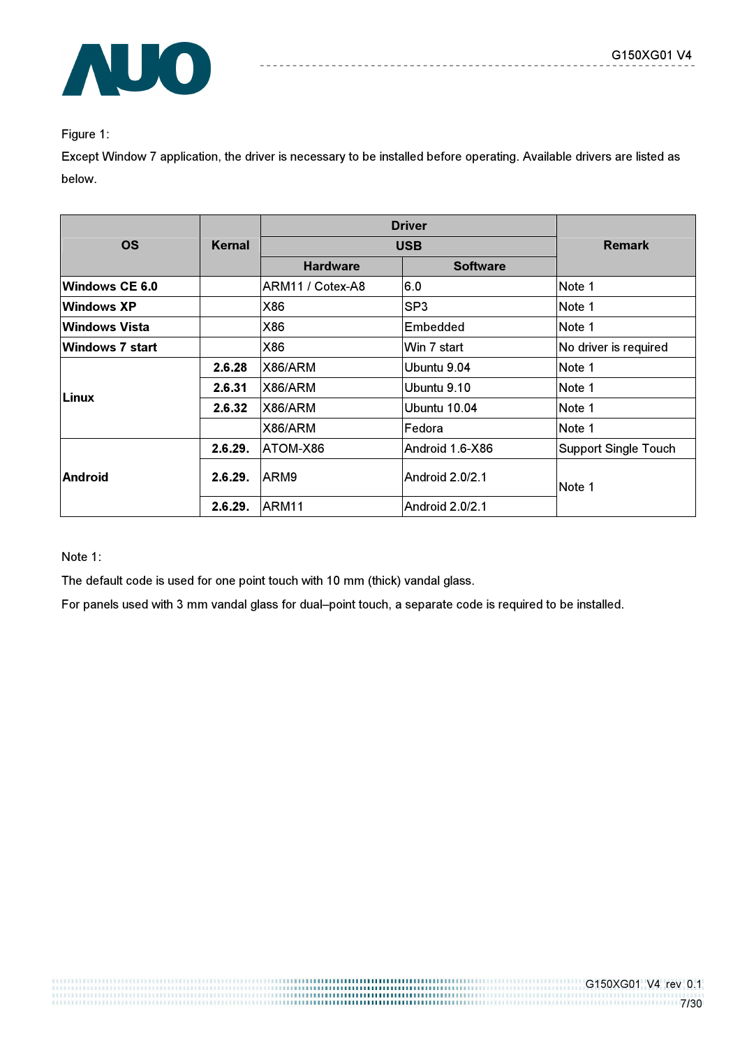Figure 1:

Except Window 7 application, the driver is necessary to be installed before operating. Available drivers are listed as below.

| OS | Kernal | Driver | | Remark |
|---|---|---|---|---|
| | | USB | | |
| | | Hardware | Software | |
| **Windows CE 6.0** | | ARM11 / Cotex-A8 | 6.0 | Note 1 |
| **Windows XP** | | X86 | SP3 | Note 1 |
| **Windows Vista** | | X86 | Embedded | Note 1 |
| **Windows 7 start** | | X86 | Win 7 start | No driver is required |
| **Linux** | **2.6.28** | X86/ARM | Ubuntu 9.04 | Note 1 |
| | **2.6.31** | X86/ARM | Ubuntu 9.10 | Note 1 |
| | **2.6.32** | X86/ARM | Ubuntu 10.04 | Note 1 |
| | | X86/ARM | Fedora | Note 1 |
| **Android** | **2.6.29.** | ATOM-X86 | Android 1.6-X86 | Support Single Touch |
| | **2.6.29.** | ARM9 | Android 2.0/2.1 | Note 1 |
| | **2.6.29.** | ARM11 | Android 2.0/2.1 | |

Note 1:

The default code is used for one point touch with 10 mm (thick) vandal glass.

For panels used with 3 mm vandal glass for dual–point touch, a separate code is required to be installed.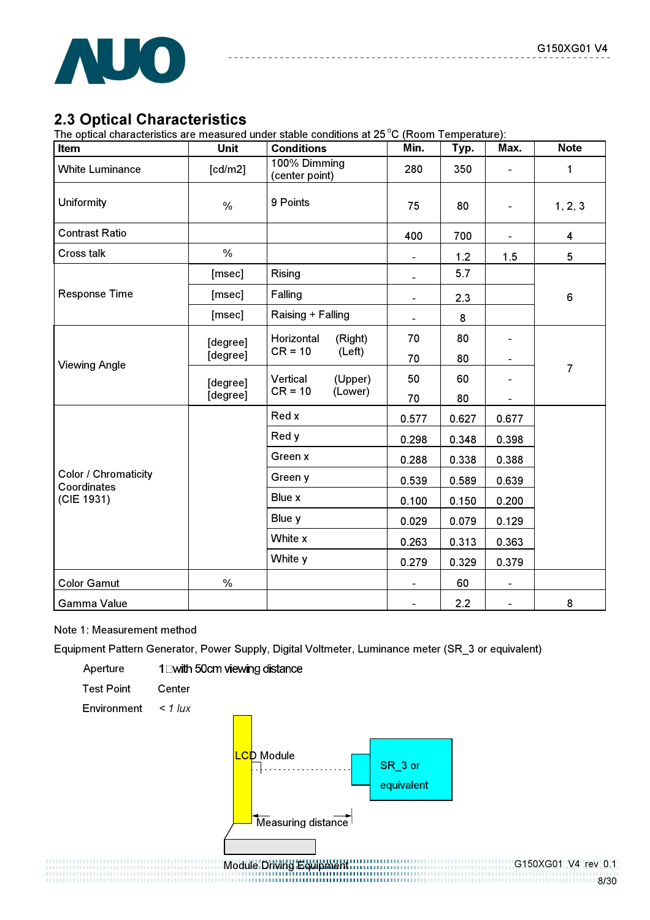## 2.3 Optical Characteristics

The optical characteristics are measured under stable conditions at 25 °C (Room Temperature):

| Item | Unit | Conditions | Min. | Typ. | Max. | Note |
|---|---|---|---|---|---|---|
| White Luminance | [cd/m2] | 100% Dimming (center point) | 280 | 350 | - | 1 |
| Uniformity | % | 9 Points | 75 | 80 | - | 1, 2, 3 |
| Contrast Ratio | | | 400 | 700 | - | 4 |
| Cross talk | % | | - | 1.2 | 1.5 | 5 |
| Response Time | [msec] | Rising | - | 5.7 | | 6 |
| | [msec] | Falling | - | 2.3 | | |
| | [msec] | Raising + Falling | - | 8 | | |
| Viewing Angle | [degree] | Horizontal CR = 10 (Right) | 70 | 80 | - | 7 |
| | [degree] | Horizontal CR = 10 (Left) | 70 | 80 | - | |
| | [degree] | Vertical CR = 10 (Upper) | 50 | 60 | - | |
| | [degree] | Vertical CR = 10 (Lower) | 70 | 80 | - | |
| Color / Chromaticity Coordinates (CIE 1931) | | Red x | 0.577 | 0.627 | 0.677 | |
| | | Red y | 0.298 | 0.348 | 0.398 | |
| | | Green x | 0.288 | 0.338 | 0.388 | |
| | | Green y | 0.539 | 0.589 | 0.639 | |
| | | Blue x | 0.100 | 0.150 | 0.200 | |
| | | Blue y | 0.029 | 0.079 | 0.129 | |
| | | White x | 0.263 | 0.313 | 0.363 | |
| | | White y | 0.279 | 0.329 | 0.379 | |
| Color Gamut | % | | - | 60 | - | |
| Gamma Value | | | - | 2.2 | - | 8 |

Note 1: Measurement method

Equipment Pattern Generator, Power Supply, Digital Voltmeter, Luminance meter (SR_3 or equivalent)

Aperture 1□with 50cm viewing distance

Test Point Center

Environment *< 1 lux*

LCD Module

SR_3 or equivalent

Measuring distance

Module Driving Equipment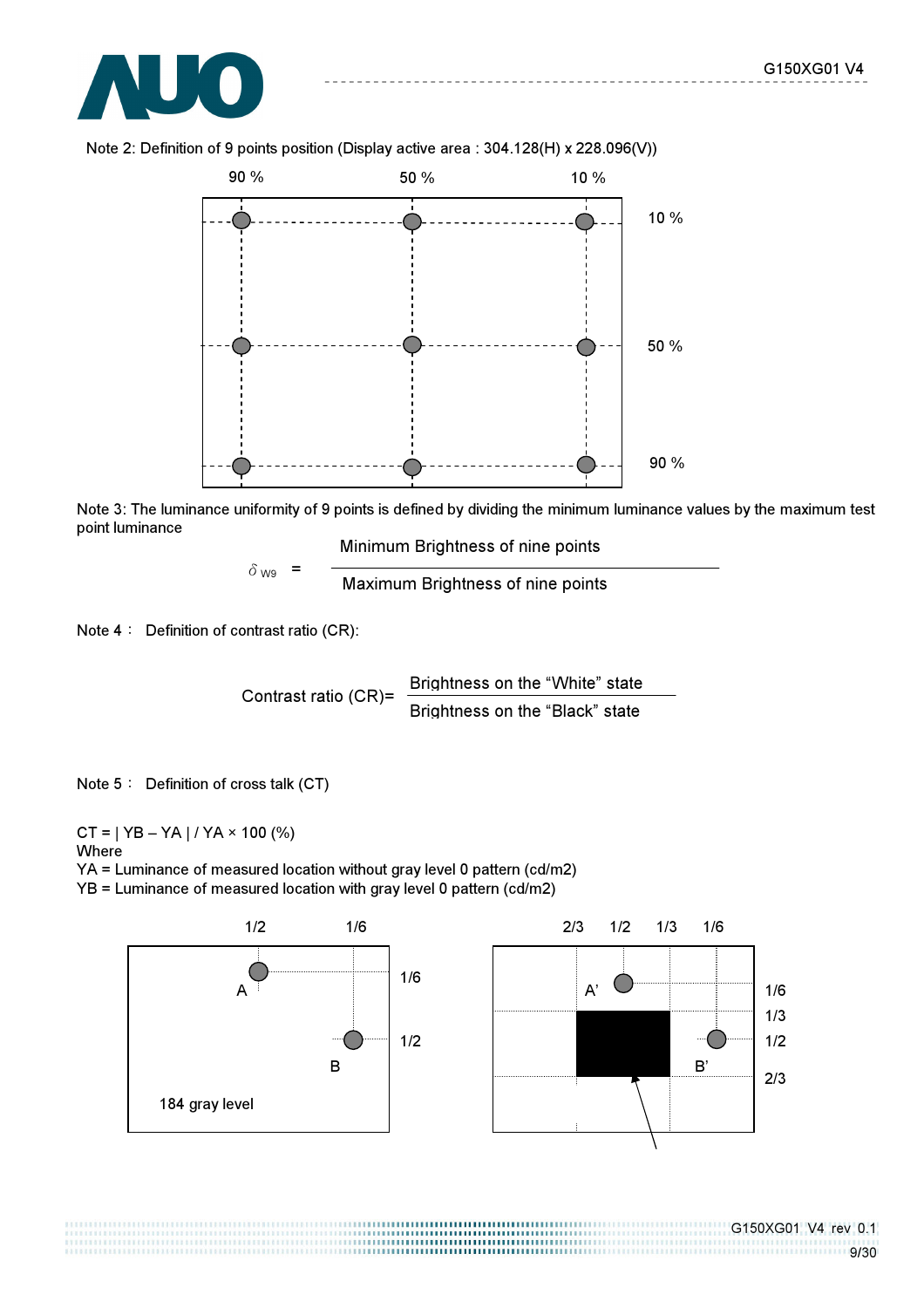Note 2: Definition of 9 points position (Display active area : 304.128(H) x 228.096(V))

90 %   50 %   10 %

10 %

50 %

90 %

Note 3: The luminance uniformity of 9 points is defined by dividing the minimum luminance values by the maximum test point luminance

$$\delta_{W9} = \frac{\text{Minimum Brightness of nine points}}{\text{Maximum Brightness of nine points}}$$

Note 4 : Definition of contrast ratio (CR):

$$\text{Contrast ratio (CR)} = \frac{\text{Brightness on the “White” state}}{\text{Brightness on the “Black” state}}$$

Note 5 : Definition of cross talk (CT)

CT = | YB – YA | / YA × 100 (%)

Where

YA = Luminance of measured location without gray level 0 pattern (cd/m2)

YB = Luminance of measured location with gray level 0 pattern (cd/m2)

1/2   1/6

1/6

A

1/2

B

184 gray level

2/3   1/2   1/3   1/6

A'

1/6

1/3

1/2

B'

2/3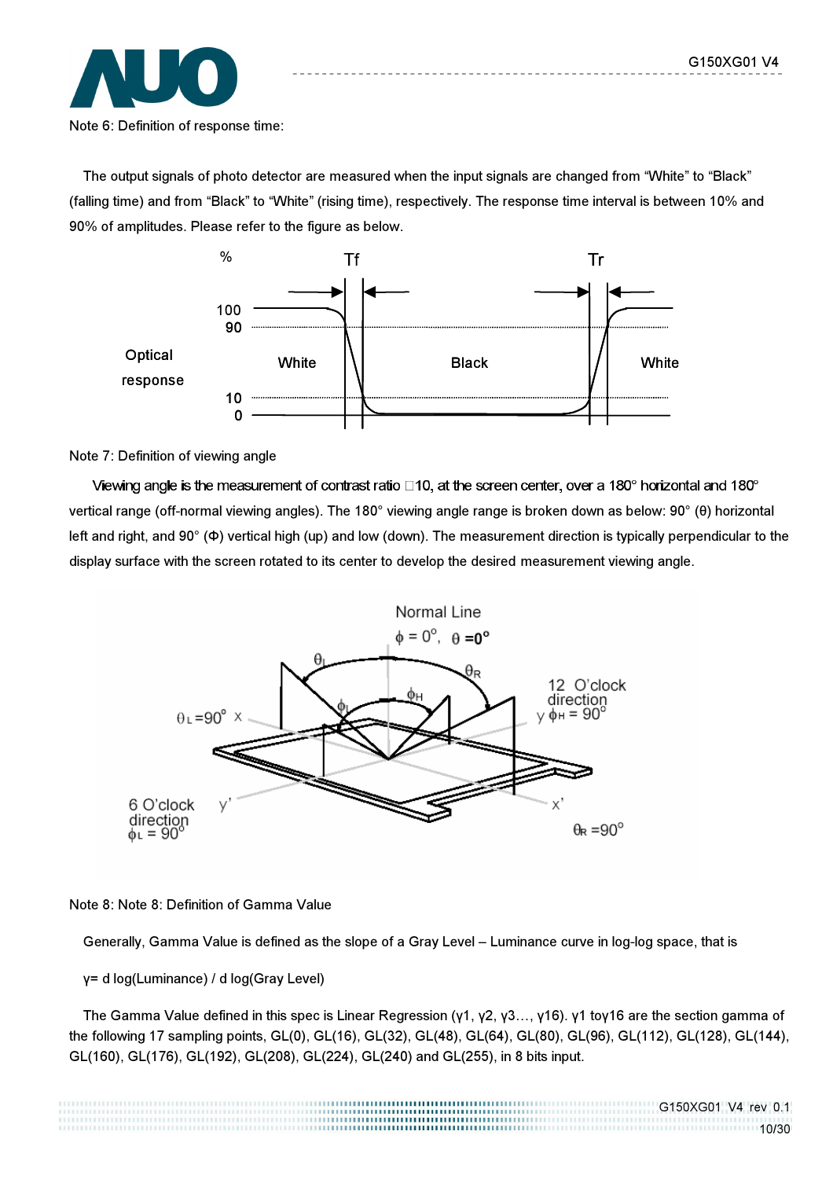Note 6: Definition of response time:

The output signals of photo detector are measured when the input signals are changed from "White" to "Black" (falling time) and from "Black" to "White" (rising time), respectively. The response time interval is between 10% and 90% of amplitudes. Please refer to the figure as below.

Note 7: Definition of viewing angle

Viewing angle is the measurement of contrast ratio □10, at the screen center, over a 180° horizontal and 180° vertical range (off-normal viewing angles). The 180° viewing angle range is broken down as below: 90° (θ) horizontal left and right, and 90° (Φ) vertical high (up) and low (down). The measurement direction is typically perpendicular to the display surface with the screen rotated to its center to develop the desired measurement viewing angle.

Note 8: Note 8: Definition of Gamma Value

Generally, Gamma Value is defined as the slope of a Gray Level – Luminance curve in log-log space, that is

$\gamma$= d log(Luminance) / d log(Gray Level)

The Gamma Value defined in this spec is Linear Regression ($\gamma 1$, $\gamma 2$, $\gamma 3$…, $\gamma 16$). $\gamma 1$ to$\gamma 16$ are the section gamma of the following 17 sampling points, GL(0), GL(16), GL(32), GL(48), GL(64), GL(80), GL(96), GL(112), GL(128), GL(144), GL(160), GL(176), GL(192), GL(208), GL(224), GL(240) and GL(255), in 8 bits input.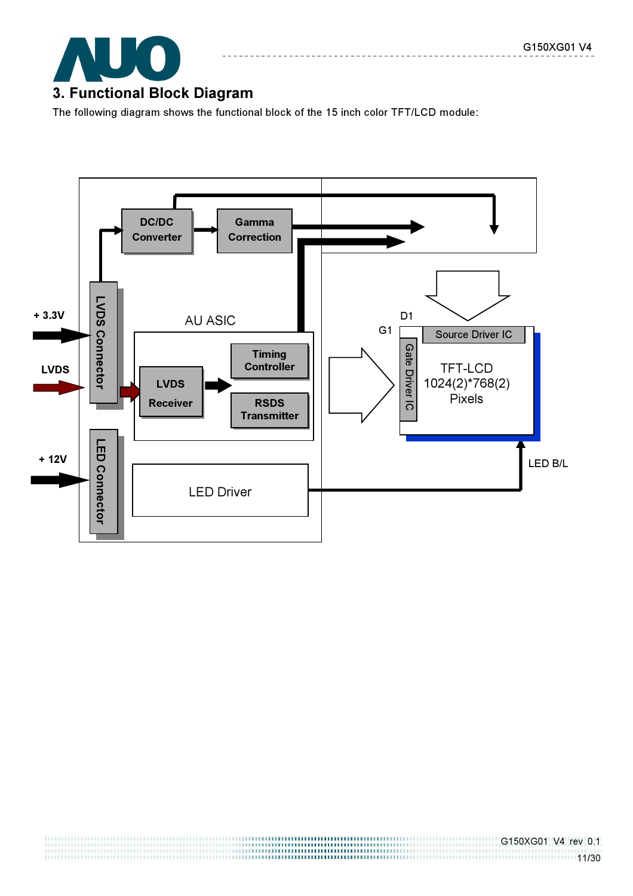## 3. Functional Block Diagram

The following diagram shows the functional block of the 15 inch color TFT/LCD module:

+ 3.3V

LVDS

+ 12V

LVDS Connector

LED Connector

DC/DC Converter

Gamma Correction

AU ASIC

Timing Controller

LVDS Receiver

RSDS Transmitter

LED Driver

D1

G1

Source Driver IC

Gate Driver IC

TFT-LCD
1024(2)*768(2)
Pixels

LED B/L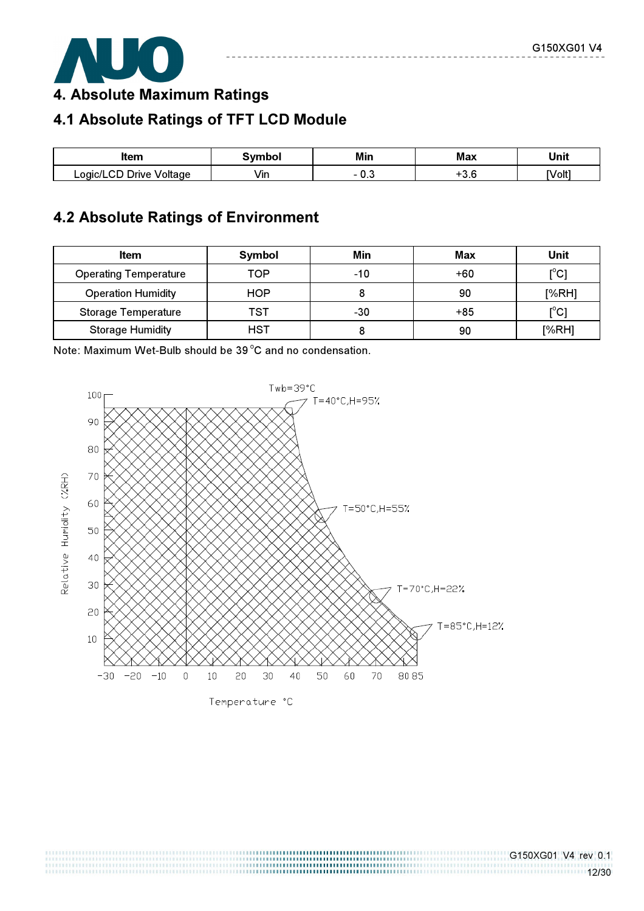# 4. Absolute Maximum Ratings

## 4.1 Absolute Ratings of TFT LCD Module

| Item | Symbol | Min | Max | Unit |
|---|---|---|---|---|
| Logic/LCD Drive Voltage | Vin | - 0.3 | +3.6 | [Volt] |

## 4.2 Absolute Ratings of Environment

| Item | Symbol | Min | Max | Unit |
|---|---|---|---|---|
| Operating Temperature | TOP | -10 | +60 | [°C] |
| Operation Humidity | HOP | 8 | 90 | [%RH] |
| Storage Temperature | TST | -30 | +85 | [°C] |
| Storage Humidity | HST | 8 | 90 | [%RH] |

Note: Maximum Wet-Bulb should be 39 °C and no condensation.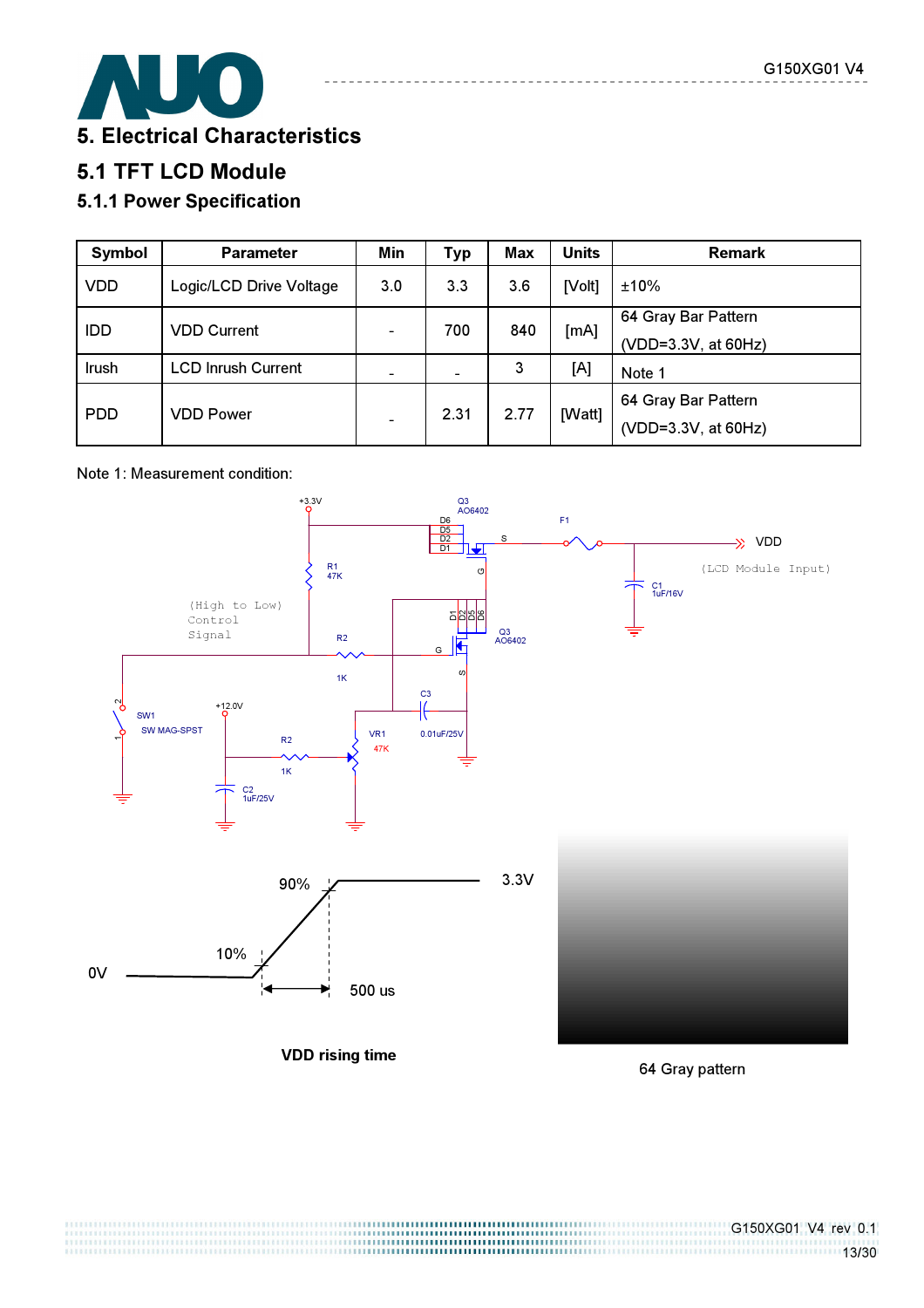# 5. Electrical Characteristics

## 5.1 TFT LCD Module

### 5.1.1 Power Specification

| Symbol | Parameter | Min | Typ | Max | Units | Remark |
|---|---|---|---|---|---|---|
| VDD | Logic/LCD Drive Voltage | 3.0 | 3.3 | 3.6 | [Volt] | ±10% |
| IDD | VDD Current | - | 700 | 840 | [mA] | 64 Gray Bar Pattern (VDD=3.3V, at 60Hz) |
| Irush | LCD Inrush Current | - | - | 3 | [A] | Note 1 |
| PDD | VDD Power | - | 2.31 | 2.77 | [Watt] | 64 Gray Bar Pattern (VDD=3.3V, at 60Hz) |

Note 1: Measurement condition:

VDD rising time

64 Gray pattern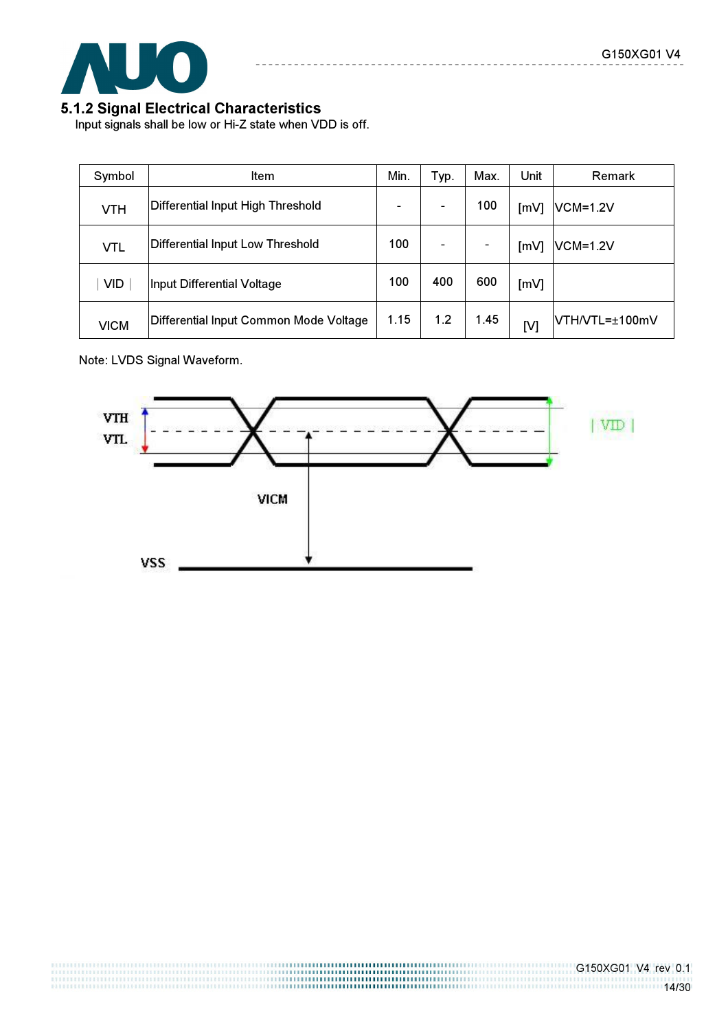### 5.1.2 Signal Electrical Characteristics

Input signals shall be low or Hi-Z state when VDD is off.

| Symbol | Item | Min. | Typ. | Max. | Unit | Remark |
|---|---|---|---|---|---|---|
| VTH | Differential Input High Threshold | - | - | 100 | [mV] | VCM=1.2V |
| VTL | Differential Input Low Threshold | 100 | - | - | [mV] | VCM=1.2V |
| \| VID \| | Input Differential Voltage | 100 | 400 | 600 | [mV] | |
| VICM | Differential Input Common Mode Voltage | 1.15 | 1.2 | 1.45 | [V] | VTH/VTL=±100mV |

Note: LVDS Signal Waveform.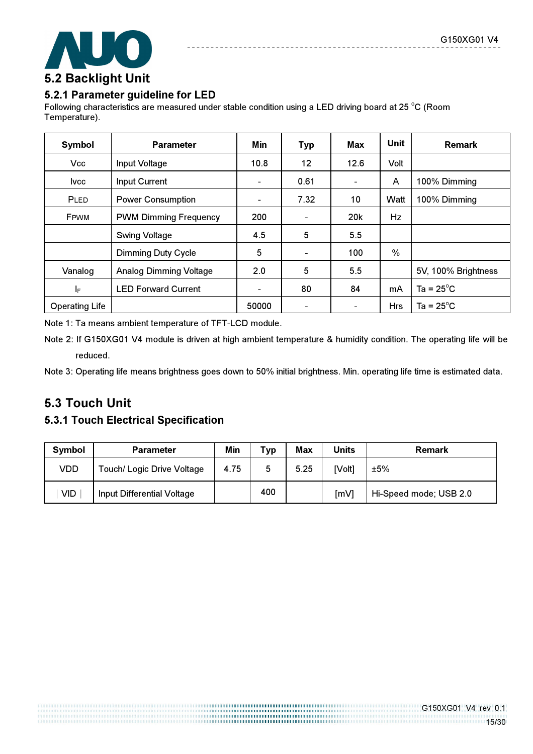## 5.2 Backlight Unit

### 5.2.1 Parameter guideline for LED

Following characteristics are measured under stable condition using a LED driving board at 25 °C (Room Temperature).

| Symbol | Parameter | Min | Typ | Max | Unit | Remark |
|---|---|---|---|---|---|---|
| Vcc | Input Voltage | 10.8 | 12 | 12.6 | Volt | |
| Ivcc | Input Current | - | 0.61 | - | A | 100% Dimming |
| $P_{LED}$ | Power Consumption | - | 7.32 | 10 | Watt | 100% Dimming |
| $F_{PWM}$ | PWM Dimming Frequency | 200 | - | 20k | Hz | |
| | Swing Voltage | 4.5 | 5 | 5.5 | | |
| | Dimming Duty Cycle | 5 | - | 100 | % | |
| Vanalog | Analog Dimming Voltage | 2.0 | 5 | 5.5 | | 5V, 100% Brightness |
| $I_F$ | LED Forward Current | - | 80 | 84 | mA | Ta = 25°C |
| Operating Life | | 50000 | - | - | Hrs | Ta = 25°C |

Note 1: Ta means ambient temperature of TFT-LCD module.

Note 2: If G150XG01 V4 module is driven at high ambient temperature & humidity condition. The operating life will be reduced.

Note 3: Operating life means brightness goes down to 50% initial brightness. Min. operating life time is estimated data.

## 5.3 Touch Unit

### 5.3.1 Touch Electrical Specification

| Symbol | Parameter | Min | Typ | Max | Units | Remark |
|---|---|---|---|---|---|---|
| VDD | Touch/ Logic Drive Voltage | 4.75 | 5 | 5.25 | [Volt] | ±5% |
| \| VID \| | Input Differential Voltage | | 400 | | [mV] | Hi-Speed mode; USB 2.0 |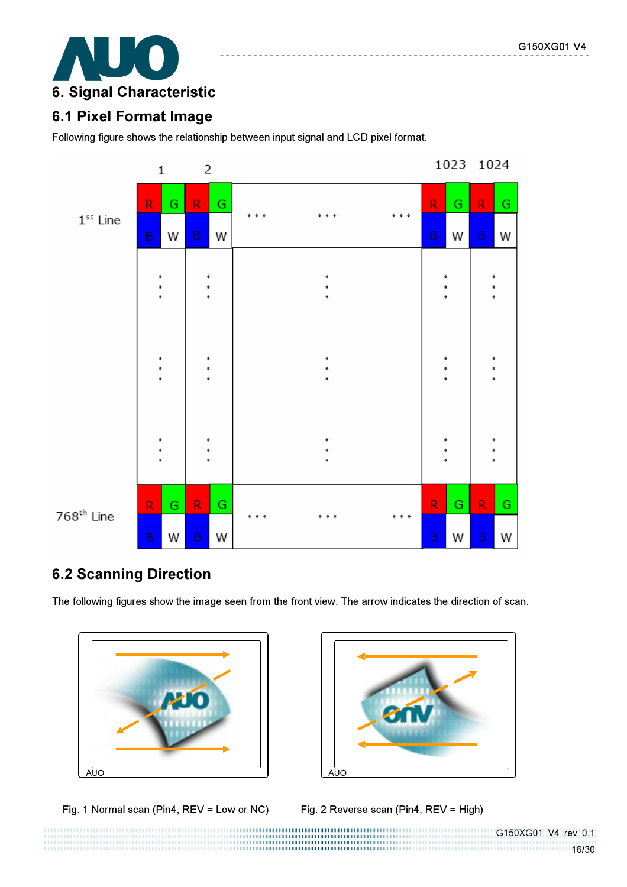# 6. Signal Characteristic

## 6.1 Pixel Format Image

Following figure shows the relationship between input signal and LCD pixel format.

## 6.2 Scanning Direction

The following figures show the image seen from the front view. The arrow indicates the direction of scan.

Fig. 1 Normal scan (Pin4, REV = Low or NC)

Fig. 2 Reverse scan (Pin4, REV = High)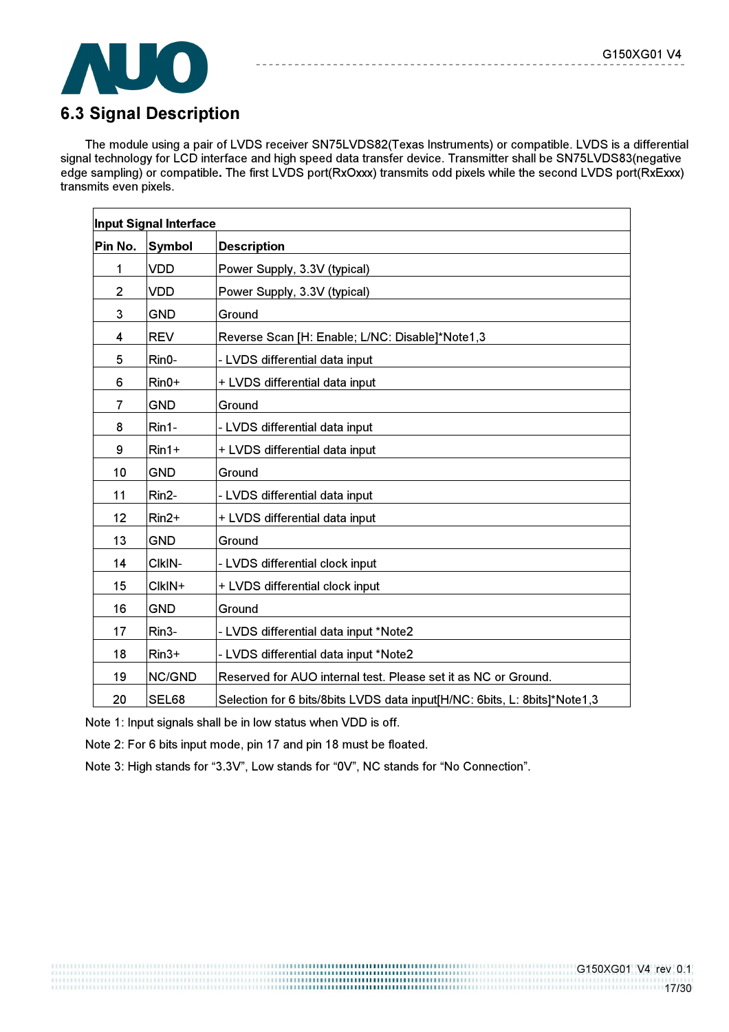## 6.3 Signal Description

The module using a pair of LVDS receiver SN75LVDS82(Texas Instruments) or compatible. LVDS is a differential signal technology for LCD interface and high speed data transfer device. Transmitter shall be SN75LVDS83(negative edge sampling) or compatible**.** The first LVDS port(RxOxxx) transmits odd pixels while the second LVDS port(RxExxx) transmits even pixels.

| Input Signal Interface | | |
|---|---|---|
| **Pin No.** | **Symbol** | **Description** |
| 1 | VDD | Power Supply, 3.3V (typical) |
| 2 | VDD | Power Supply, 3.3V (typical) |
| 3 | GND | Ground |
| 4 | REV | Reverse Scan [H: Enable; L/NC: Disable]*Note1,3 |
| 5 | Rin0- | - LVDS differential data input |
| 6 | Rin0+ | + LVDS differential data input |
| 7 | GND | Ground |
| 8 | Rin1- | - LVDS differential data input |
| 9 | Rin1+ | + LVDS differential data input |
| 10 | GND | Ground |
| 11 | Rin2- | - LVDS differential data input |
| 12 | Rin2+ | + LVDS differential data input |
| 13 | GND | Ground |
| 14 | ClkIN- | - LVDS differential clock input |
| 15 | ClkIN+ | + LVDS differential clock input |
| 16 | GND | Ground |
| 17 | Rin3- | - LVDS differential data input *Note2 |
| 18 | Rin3+ | - LVDS differential data input *Note2 |
| 19 | NC/GND | Reserved for AUO internal test. Please set it as NC or Ground. |
| 20 | SEL68 | Selection for 6 bits/8bits LVDS data input[H/NC: 6bits, L: 8bits]*Note1,3 |

Note 1: Input signals shall be in low status when VDD is off.

Note 2: For 6 bits input mode, pin 17 and pin 18 must be floated.

Note 3: High stands for "3.3V", Low stands for "0V", NC stands for "No Connection".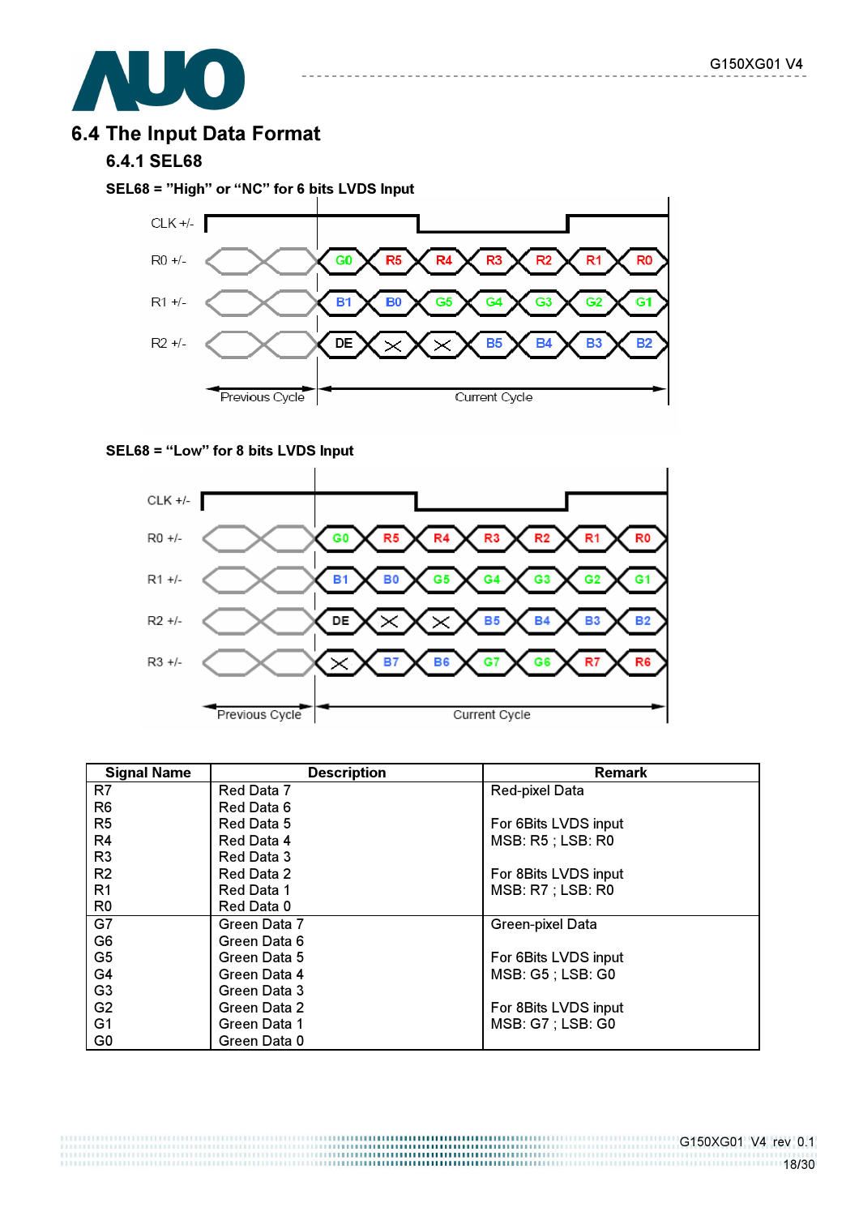## 6.4 The Input Data Format

### 6.4.1 SEL68

**SEL68 = "High" or "NC" for 6 bits LVDS Input**

| Signal | Previous Cycle | | Current Cycle | | | | | | |
|---|---|---|---|---|---|---|---|---|---|
| CLK +/- | | | | | | | | | |
| R0 +/- | | | G0 | R5 | R4 | R3 | R2 | R1 | R0 |
| R1 +/- | | | B1 | B0 | G5 | G4 | G3 | G2 | G1 |
| R2 +/- | | | DE | X | X | B5 | B4 | B3 | B2 |

**SEL68 = "Low" for 8 bits LVDS Input**

| Signal | Previous Cycle | | Current Cycle | | | | | | |
|---|---|---|---|---|---|---|---|---|---|
| CLK +/- | | | | | | | | | |
| R0 +/- | | | G0 | R5 | R4 | R3 | R2 | R1 | R0 |
| R1 +/- | | | B1 | B0 | G5 | G4 | G3 | G2 | G1 |
| R2 +/- | | | DE | X | X | B5 | B4 | B3 | B2 |
| R3 +/- | | | X | B7 | B6 | G7 | G6 | R7 | R6 |

| Signal Name | Description | Remark |
|---|---|---|
| R7<br>R6<br>R5<br>R4<br>R3<br>R2<br>R1<br>R0 | Red Data 7<br>Red Data 6<br>Red Data 5<br>Red Data 4<br>Red Data 3<br>Red Data 2<br>Red Data 1<br>Red Data 0 | Red-pixel Data<br><br>For 6Bits LVDS input<br>MSB: R5 ; LSB: R0<br><br>For 8Bits LVDS input<br>MSB: R7 ; LSB: R0 |
| G7<br>G6<br>G5<br>G4<br>G3<br>G2<br>G1<br>G0 | Green Data 7<br>Green Data 6<br>Green Data 5<br>Green Data 4<br>Green Data 3<br>Green Data 2<br>Green Data 1<br>Green Data 0 | Green-pixel Data<br><br>For 6Bits LVDS input<br>MSB: G5 ; LSB: G0<br><br>For 8Bits LVDS input<br>MSB: G7 ; LSB: G0 |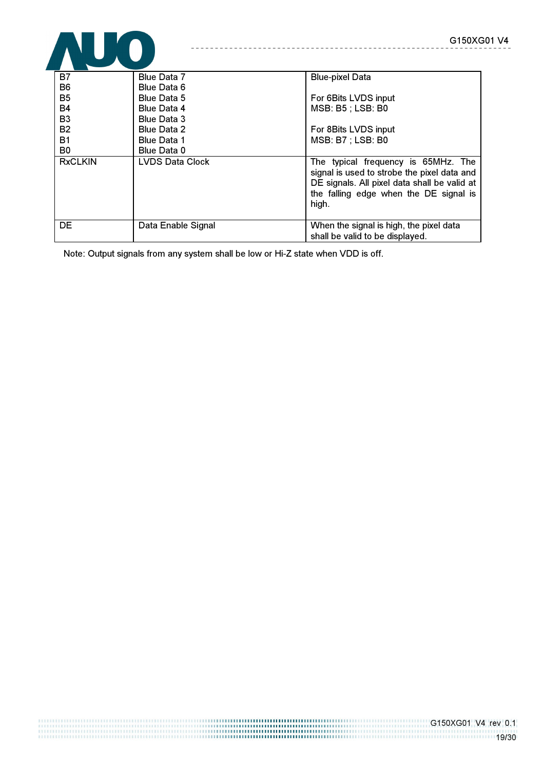| | | |
|---|---|---|
| B7<br>B6<br>B5<br>B4<br>B3<br>B2<br>B1<br>B0 | Blue Data 7<br>Blue Data 6<br>Blue Data 5<br>Blue Data 4<br>Blue Data 3<br>Blue Data 2<br>Blue Data 1<br>Blue Data 0 | Blue-pixel Data<br><br>For 6Bits LVDS input<br>MSB: B5 ; LSB: B0<br><br>For 8Bits LVDS input<br>MSB: B7 ; LSB: B0 |
| RxCLKIN | LVDS Data Clock | The typical frequency is 65MHz. The signal is used to strobe the pixel data and DE signals. All pixel data shall be valid at the falling edge when the DE signal is high. |
| DE | Data Enable Signal | When the signal is high, the pixel data shall be valid to be displayed. |

Note: Output signals from any system shall be low or Hi-Z state when VDD is off.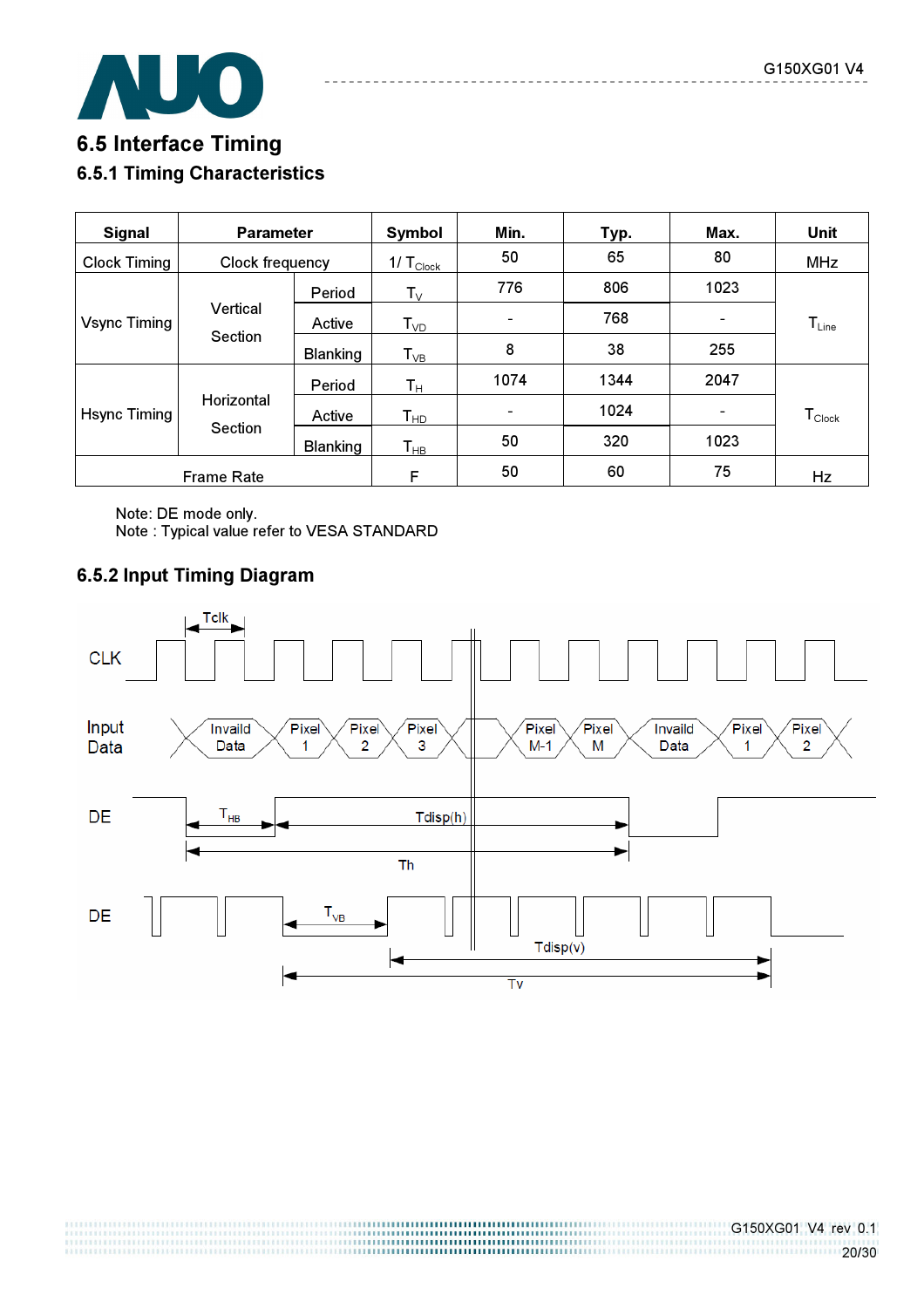## 6.5 Interface Timing

### 6.5.1 Timing Characteristics

| Signal | Parameter | | Symbol | Min. | Typ. | Max. | Unit |
|---|---|---|---|---|---|---|---|
| Clock Timing | Clock frequency | | $1/T_{Clock}$ | 50 | 65 | 80 | MHz |
| Vsync Timing | Vertical Section | Period | $T_V$ | 776 | 806 | 1023 | $T_{Line}$ |
| | | Active | $T_{VD}$ | - | 768 | - | |
| | | Blanking | $T_{VB}$ | 8 | 38 | 255 | |
| Hsync Timing | Horizontal Section | Period | $T_H$ | 1074 | 1344 | 2047 | $T_{Clock}$ |
| | | Active | $T_{HD}$ | - | 1024 | - | |
| | | Blanking | $T_{HB}$ | 50 | 320 | 1023 | |
| Frame Rate | | | F | 50 | 60 | 75 | Hz |

Note: DE mode only.
Note : Typical value refer to VESA STANDARD

### 6.5.2 Input Timing Diagram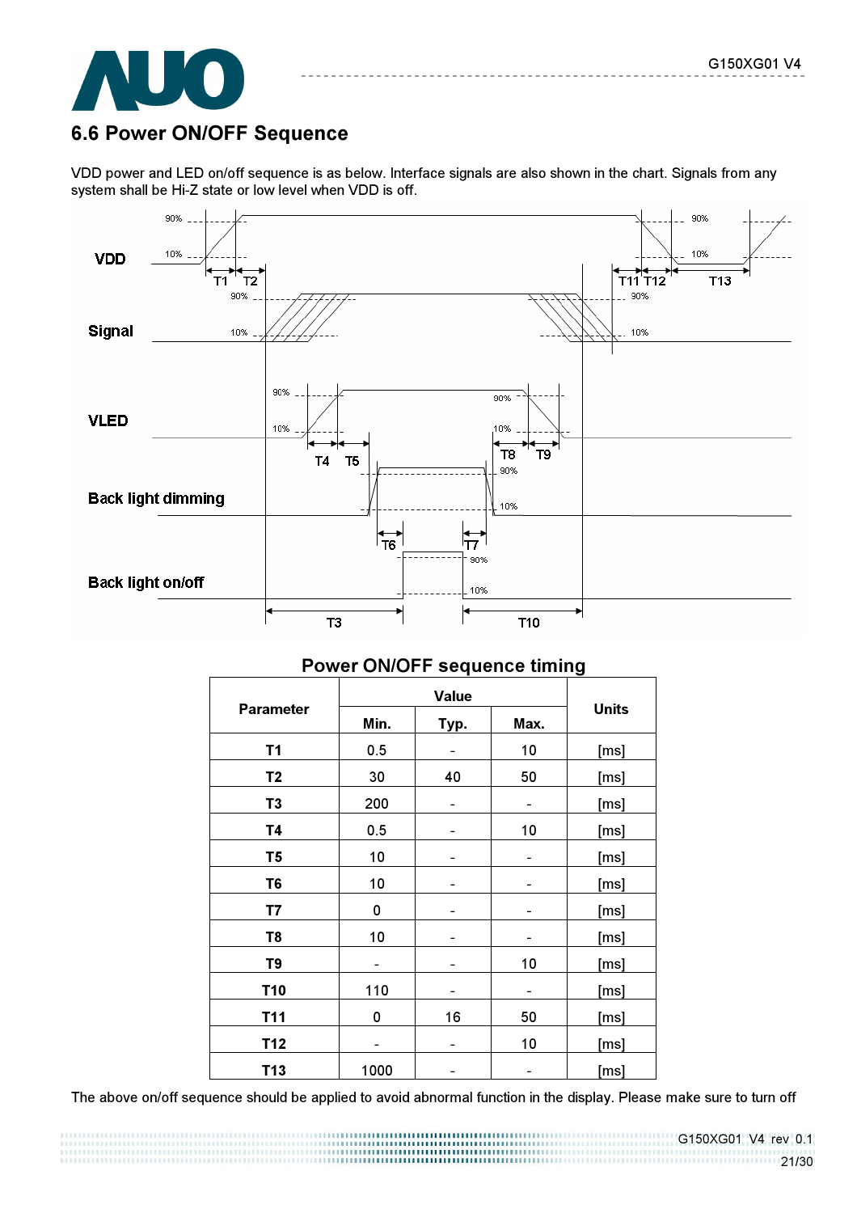## 6.6 Power ON/OFF Sequence

VDD power and LED on/off sequence is as below. Interface signals are also shown in the chart. Signals from any system shall be Hi-Z state or low level when VDD is off.

**Power ON/OFF sequence timing**

| Parameter | Value | | | Units |
|---|---|---|---|---|
| | Min. | Typ. | Max. | |
| T1 | 0.5 | - | 10 | [ms] |
| T2 | 30 | 40 | 50 | [ms] |
| T3 | 200 | - | - | [ms] |
| T4 | 0.5 | - | 10 | [ms] |
| T5 | 10 | - | - | [ms] |
| T6 | 10 | - | - | [ms] |
| T7 | 0 | - | - | [ms] |
| T8 | 10 | - | - | [ms] |
| T9 | - | - | 10 | [ms] |
| T10 | 110 | - | - | [ms] |
| T11 | 0 | 16 | 50 | [ms] |
| T12 | - | - | 10 | [ms] |
| T13 | 1000 | - | - | [ms] |

The above on/off sequence should be applied to avoid abnormal function in the display. Please make sure to turn off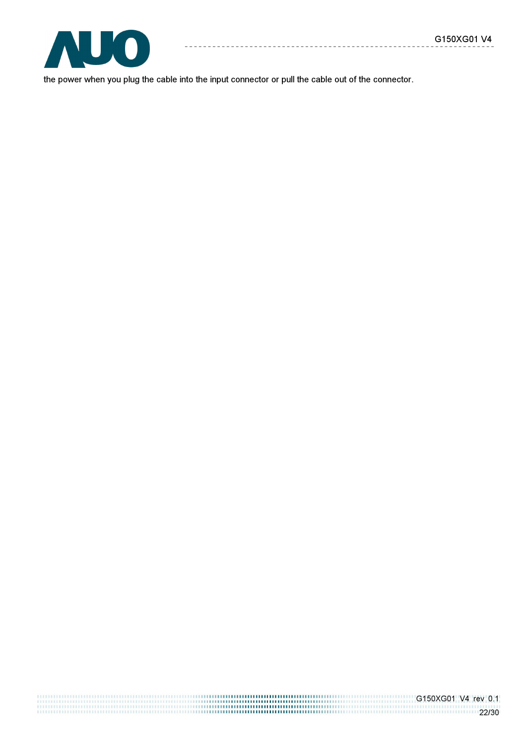the power when you plug the cable into the input connector or pull the cable out of the connector.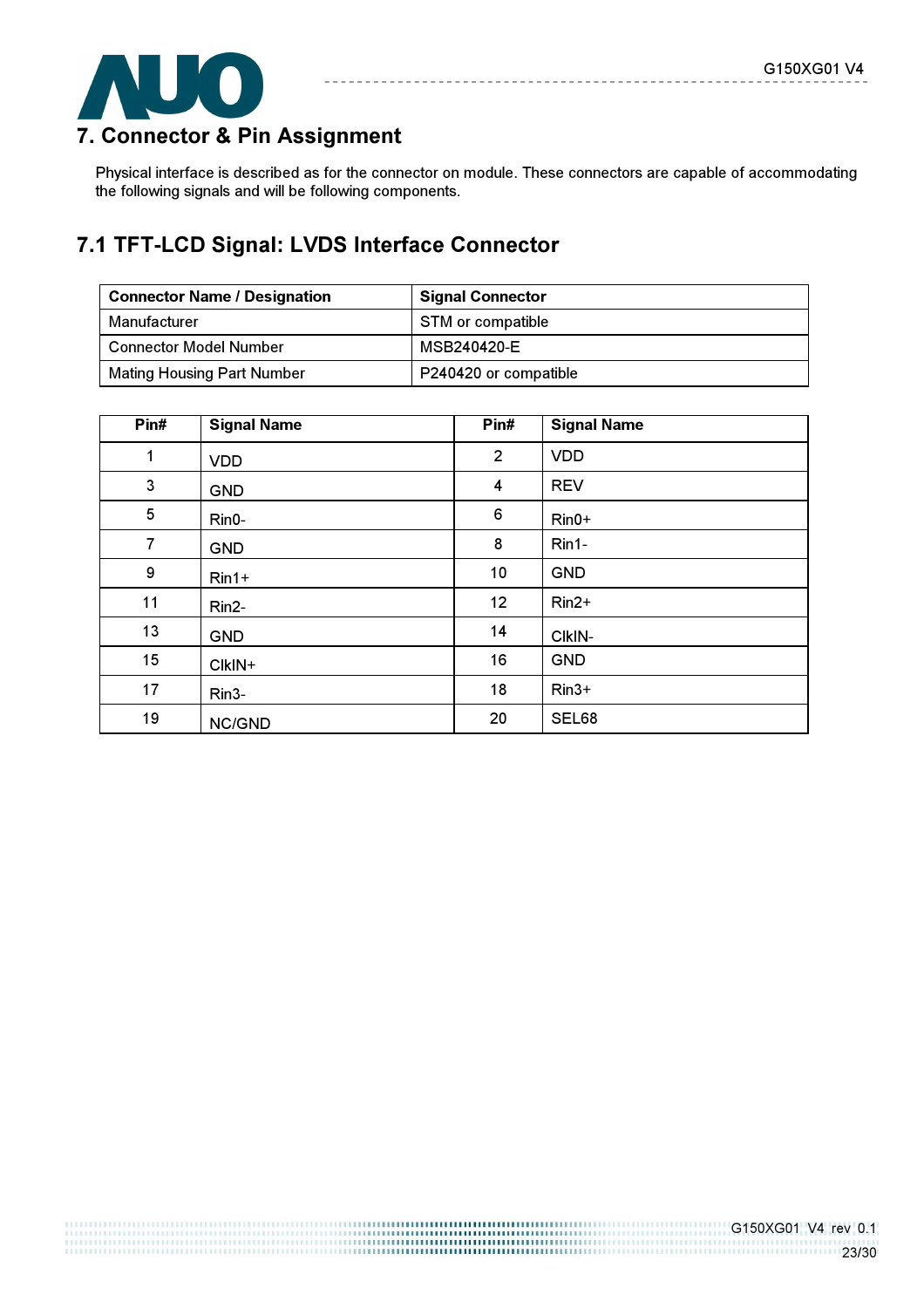## 7. Connector & Pin Assignment

Physical interface is described as for the connector on module. These connectors are capable of accommodating the following signals and will be following components.

### 7.1 TFT-LCD Signal: LVDS Interface Connector

| Connector Name / Designation | Signal Connector |
|---|---|
| Manufacturer | STM or compatible |
| Connector Model Number | MSB240420-E |
| Mating Housing Part Number | P240420 or compatible |

| Pin# | Signal Name | Pin# | Signal Name |
|---|---|---|---|
| 1 | VDD | 2 | VDD |
| 3 | GND | 4 | REV |
| 5 | Rin0- | 6 | Rin0+ |
| 7 | GND | 8 | Rin1- |
| 9 | Rin1+ | 10 | GND |
| 11 | Rin2- | 12 | Rin2+ |
| 13 | GND | 14 | ClkIN- |
| 15 | ClkIN+ | 16 | GND |
| 17 | Rin3- | 18 | Rin3+ |
| 19 | NC/GND | 20 | SEL68 |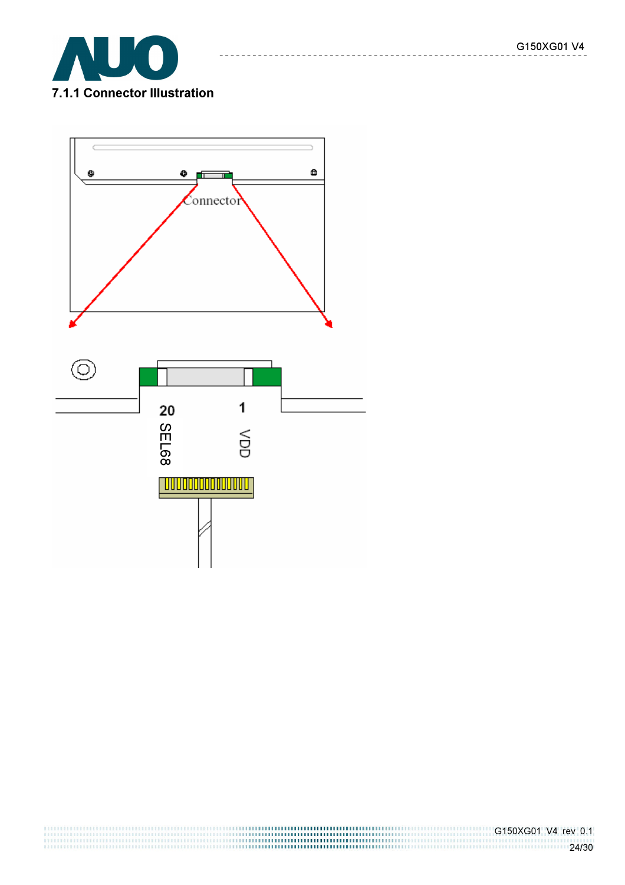### 7.1.1 Connector Illustration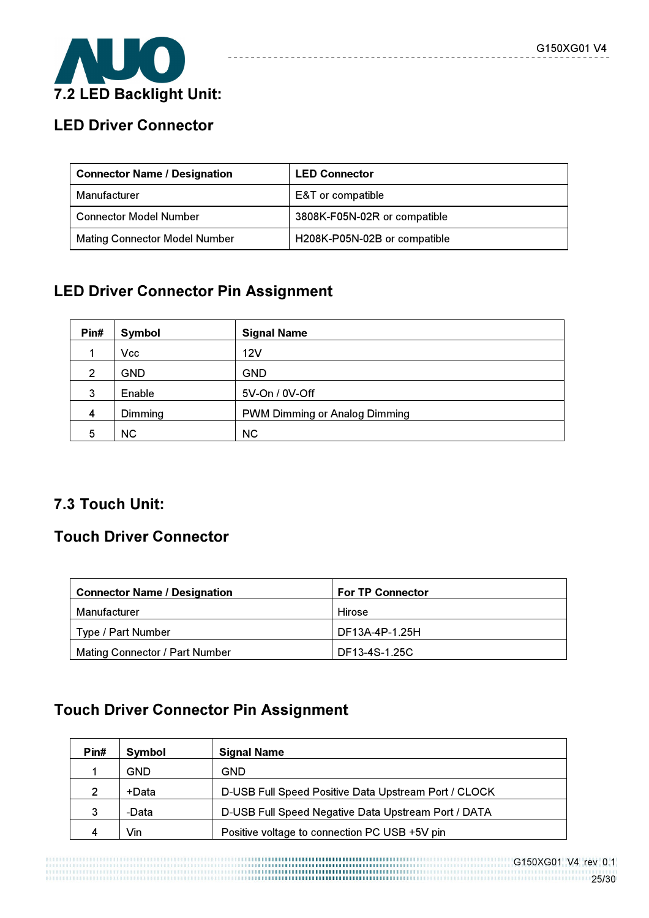## 7.2 LED Backlight Unit:

### LED Driver Connector

| Connector Name / Designation | LED Connector |
|---|---|
| Manufacturer | E&T or compatible |
| Connector Model Number | 3808K-F05N-02R or compatible |
| Mating Connector Model Number | H208K-P05N-02B or compatible |

### LED Driver Connector Pin Assignment

| Pin# | Symbol | Signal Name |
|---|---|---|
| 1 | Vcc | 12V |
| 2 | GND | GND |
| 3 | Enable | 5V-On / 0V-Off |
| 4 | Dimming | PWM Dimming or Analog Dimming |
| 5 | NC | NC |

## 7.3 Touch Unit:

### Touch Driver Connector

| Connector Name / Designation | For TP Connector |
|---|---|
| Manufacturer | Hirose |
| Type / Part Number | DF13A-4P-1.25H |
| Mating Connector / Part Number | DF13-4S-1.25C |

### Touch Driver Connector Pin Assignment

| Pin# | Symbol | Signal Name |
|---|---|---|
| 1 | GND | GND |
| 2 | +Data | D-USB Full Speed Positive Data Upstream Port / CLOCK |
| 3 | -Data | D-USB Full Speed Negative Data Upstream Port / DATA |
| 4 | Vin | Positive voltage to connection PC USB +5V pin |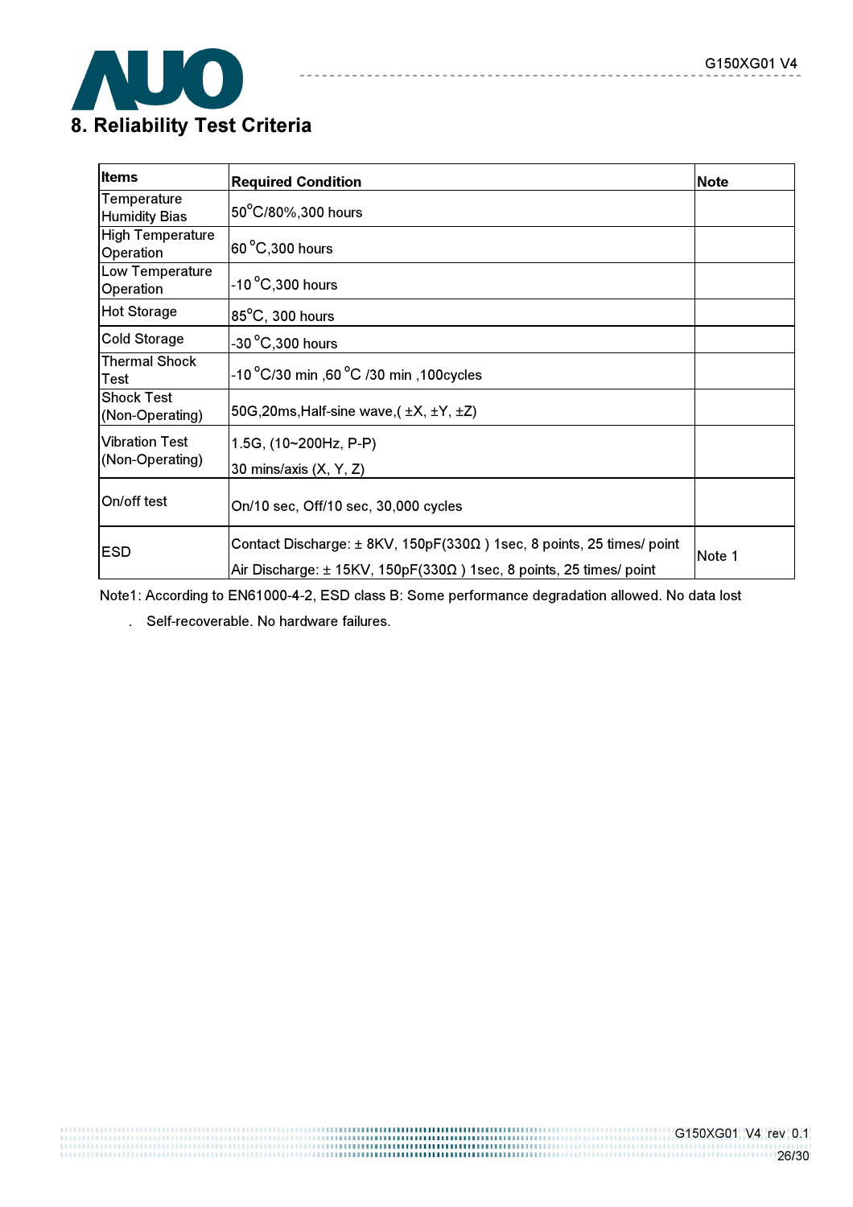# 8. Reliability Test Criteria

| Items | Required Condition | Note |
|---|---|---|
| Temperature Humidity Bias | 50°C/80%,300 hours | |
| High Temperature Operation | 60 °C,300 hours | |
| Low Temperature Operation | -10 °C,300 hours | |
| Hot Storage | 85°C, 300 hours | |
| Cold Storage | -30 °C,300 hours | |
| Thermal Shock Test | -10 °C/30 min ,60 °C /30 min ,100cycles | |
| Shock Test (Non-Operating) | 50G,20ms,Half-sine wave,( ±X, ±Y, ±Z) | |
| Vibration Test (Non-Operating) | 1.5G, (10~200Hz, P-P)<br>30 mins/axis (X, Y, Z) | |
| On/off test | On/10 sec, Off/10 sec, 30,000 cycles | |
| ESD | Contact Discharge: ± 8KV, 150pF(330Ω ) 1sec, 8 points, 25 times/ point<br>Air Discharge: ± 15KV, 150pF(330Ω ) 1sec, 8 points, 25 times/ point | Note 1 |

Note1: According to EN61000-4-2, ESD class B: Some performance degradation allowed. No data lost

. Self-recoverable. No hardware failures.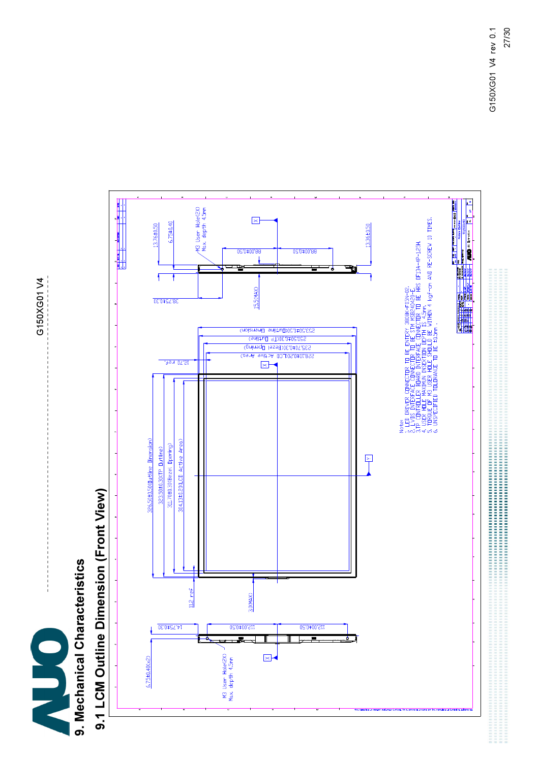# 9. Mechanical Characteristics

## 9.1 LCM Outline Dimension (Front View)

326.50±0.50(Outline Dimension)
323.50±0.30(TP Outline)
311.70±0.3(Bezel Opening)
304.13±0.20(LCD Active Area)

253.50±0.50(Outline Dimension)
250.50±0.30(TP Outline)
235.70±0.30(Bezel Opening)
228.10±0.20(LCD Active Area)

12.70 ref.
11.2 ref.
3.0(MAX)
15.5(MAX)

13.76±0.50
6.75±0.40
38.75±0.30
88.00±0.50
88.00±0.50
13.36±0.50
M3 User Hole(2X)
Max. depth 4.5mm

6.75±0.40(x2)
14.75±0.30
112.00±0.50
112.00±0.50
M3 User Hole(2X)
Max. depth 4.5mm

Note:
1. LED DRIVER CONNECTOR TO BE ENTERY 3808K-F05N-02.
2. LVDS INTERFACE CONNECTOR TO BE STM MSB24029-E.
3. TP CONTROLLER BOARD INTERFACE CONNECTOR TO BE HRS DF13A-4P-1.25H.
4. USER HOLE MAXIMUN INSERTION DEPTH IS 4.5mm.
5. TORQUE OF M3 USER HOLE SHOULD BE WITHIN 4 kgf-cm AND RE-SCREW 10 TIMES.
6. UNSPECIFIED TOLORANCE TO BE ±0.5mm.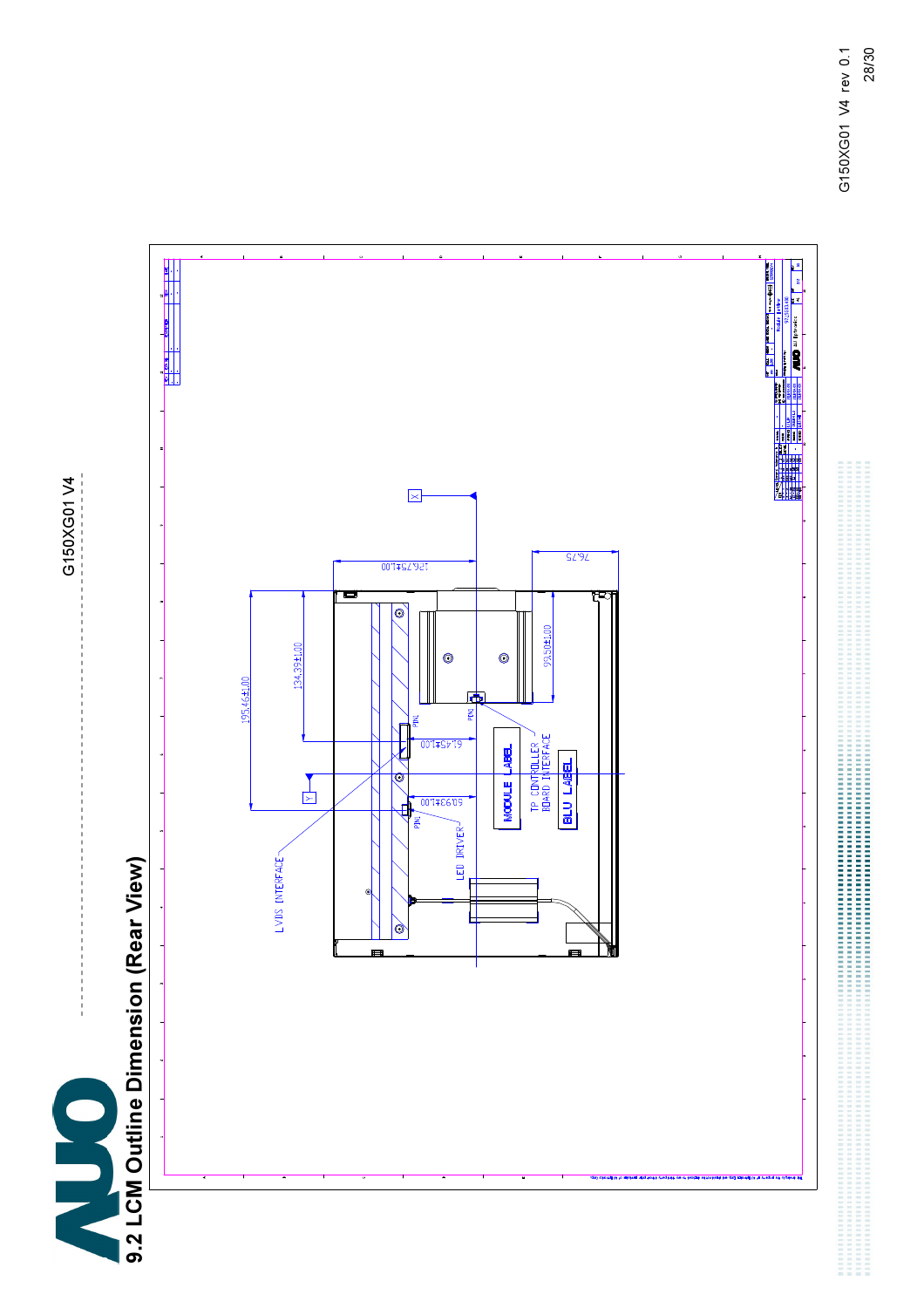## 9.2 LCM Outline Dimension (Rear View)

LVDS INTERFACE

LED DRIVER

MODULE LABEL

TP CONTROLLER BOARD INTERFACE

BLU LABEL

PIN1

195.46±1.00

134.39±1.00

126.75±1.00

92.75

93.50±1.00

61.45±1.00

60.93±1.00

X

Y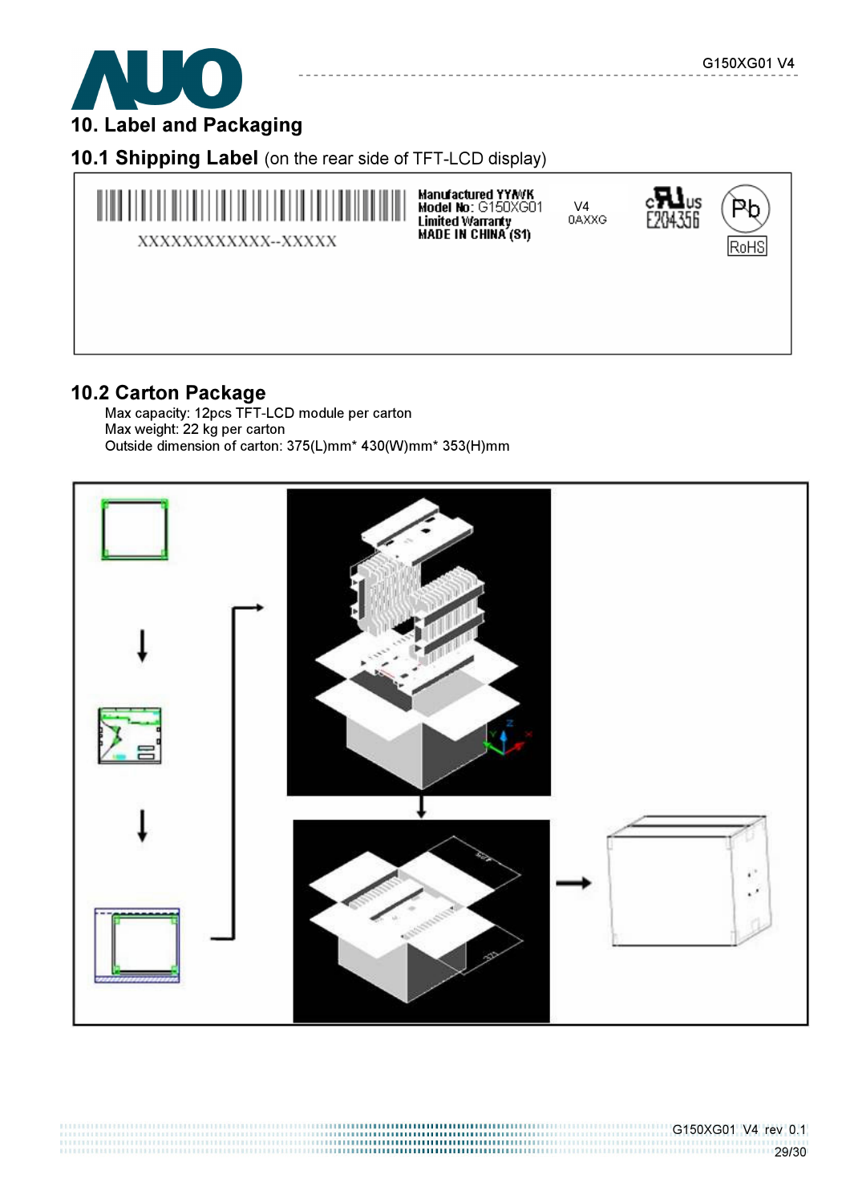# 10. Label and Packaging

## 10.1 Shipping Label (on the rear side of TFT-LCD display)

XXXXXXXXXXXX--XXXXX

Manufactured YY/WK
Model No: G150XG01
Limited Warranty
MADE IN CHINA (S1)

V4
0AXXG

E204356

Pb
RoHS

## 10.2 Carton Package

Max capacity: 12pcs TFT-LCD module per carton
Max weight: 22 kg per carton
Outside dimension of carton: 375(L)mm* 430(W)mm* 353(H)mm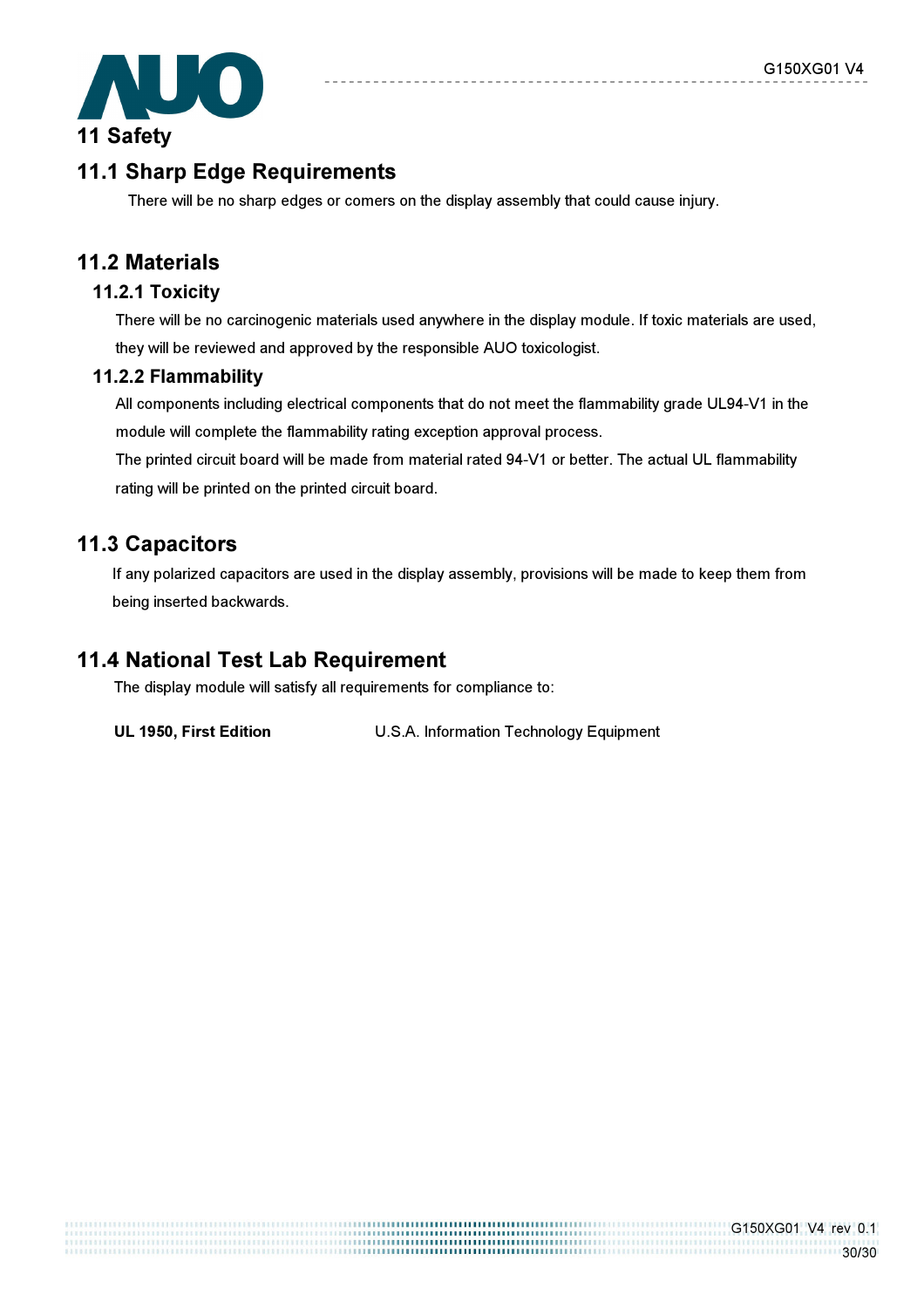# 11 Safety

## 11.1 Sharp Edge Requirements

There will be no sharp edges or comers on the display assembly that could cause injury.

## 11.2 Materials

### 11.2.1 Toxicity

There will be no carcinogenic materials used anywhere in the display module. If toxic materials are used, they will be reviewed and approved by the responsible AUO toxicologist.

### 11.2.2 Flammability

All components including electrical components that do not meet the flammability grade UL94-V1 in the module will complete the flammability rating exception approval process.

The printed circuit board will be made from material rated 94-V1 or better. The actual UL flammability rating will be printed on the printed circuit board.

## 11.3 Capacitors

If any polarized capacitors are used in the display assembly, provisions will be made to keep them from being inserted backwards.

## 11.4 National Test Lab Requirement

The display module will satisfy all requirements for compliance to:

| | |
|---|---|
| **UL 1950, First Edition** | U.S.A. Information Technology Equipment |